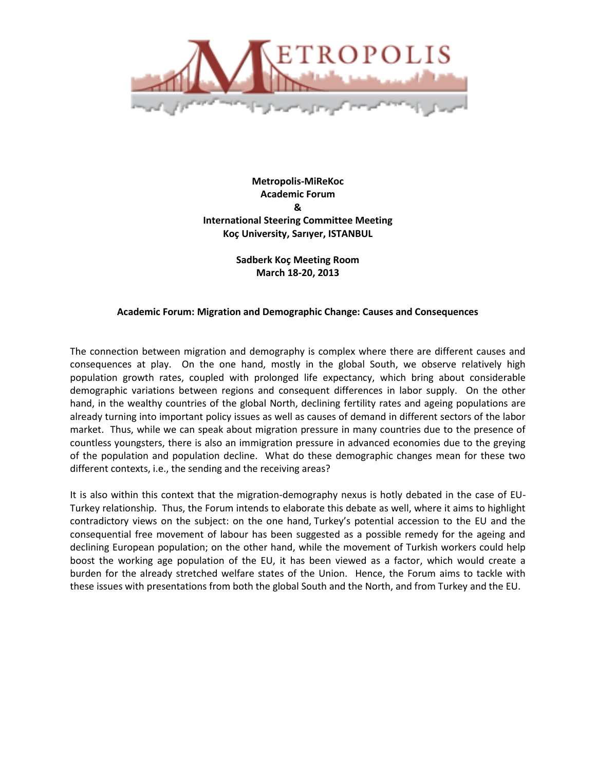**Metropolis-MiReKoc**
**Academic Forum**
**&**
**International Steering Committee Meeting**
**Koç University, Sarıyer, ISTANBUL**

**Sadberk Koç Meeting Room**
**March 18-20, 2013**

## Academic Forum: Migration and Demographic Change: Causes and Consequences

The connection between migration and demography is complex where there are different causes and consequences at play. On the one hand, mostly in the global South, we observe relatively high population growth rates, coupled with prolonged life expectancy, which bring about considerable demographic variations between regions and consequent differences in labor supply. On the other hand, in the wealthy countries of the global North, declining fertility rates and ageing populations are already turning into important policy issues as well as causes of demand in different sectors of the labor market. Thus, while we can speak about migration pressure in many countries due to the presence of countless youngsters, there is also an immigration pressure in advanced economies due to the greying of the population and population decline. What do these demographic changes mean for these two different contexts, i.e., the sending and the receiving areas?

It is also within this context that the migration-demography nexus is hotly debated in the case of EU-Turkey relationship. Thus, the Forum intends to elaborate this debate as well, where it aims to highlight contradictory views on the subject: on the one hand, Turkey's potential accession to the EU and the consequential free movement of labour has been suggested as a possible remedy for the ageing and declining European population; on the other hand, while the movement of Turkish workers could help boost the working age population of the EU, it has been viewed as a factor, which would create a burden for the already stretched welfare states of the Union. Hence, the Forum aims to tackle with these issues with presentations from both the global South and the North, and from Turkey and the EU.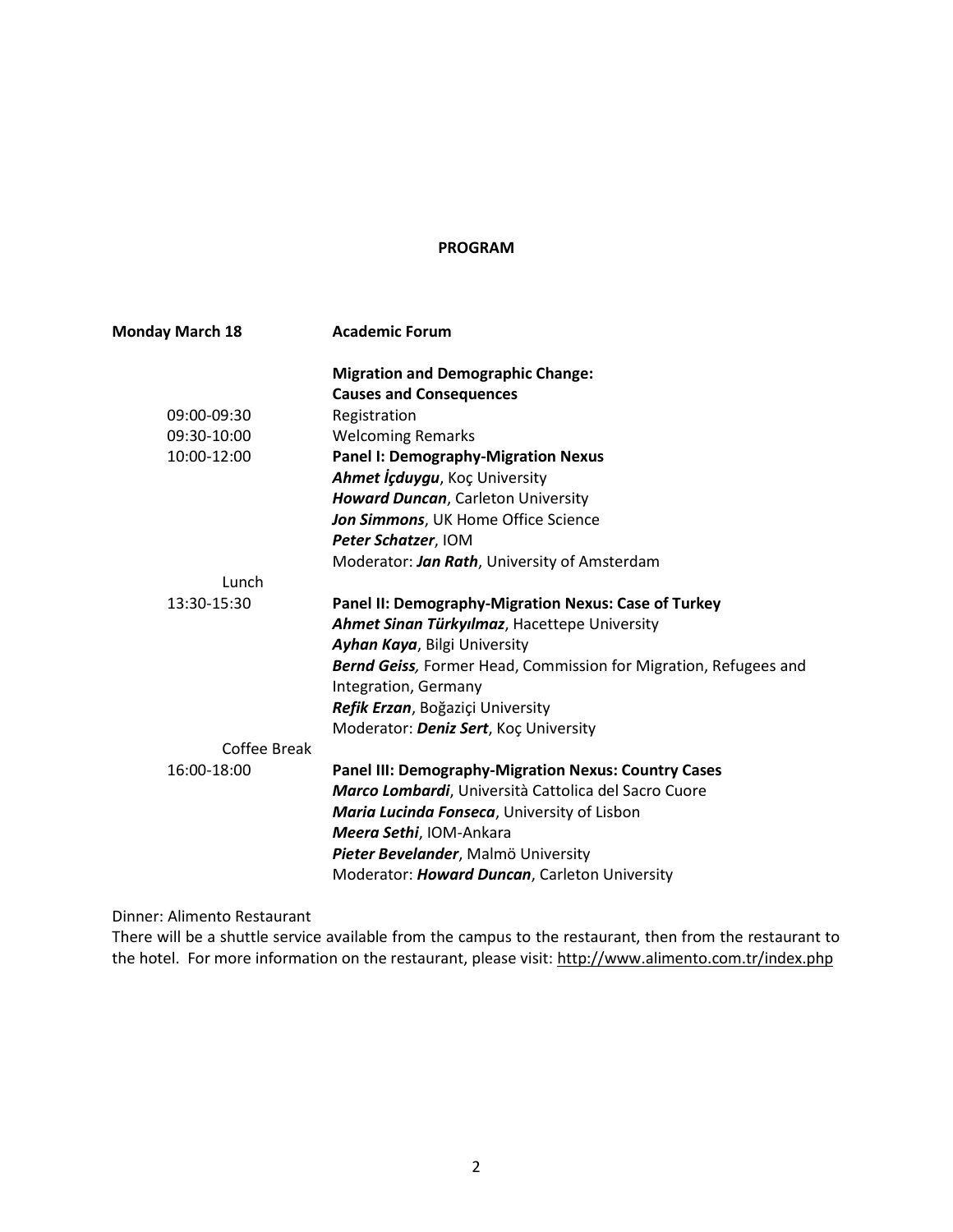**PROGRAM**

**Monday March 18** — **Academic Forum**

**Migration and Demographic Change: Causes and Consequences**

| Time | Session |
|---|---|
| 09:00-09:30 | Registration |
| 09:30-10:00 | Welcoming Remarks |
| 10:00-12:00 | **Panel I: Demography-Migration Nexus** |
| | ***Ahmet İçduygu***, Koç University |
| | ***Howard Duncan***, Carleton University |
| | ***Jon Simmons***, UK Home Office Science |
| | ***Peter Schatzer***, IOM |
| | Moderator: ***Jan Rath***, University of Amsterdam |
| Lunch | |
| 13:30-15:30 | **Panel II: Demography-Migration Nexus: Case of Turkey** |
| | ***Ahmet Sinan Türkyılmaz***, Hacettepe University |
| | ***Ayhan Kaya***, Bilgi University |
| | ***Bernd Geiss***, Former Head, Commission for Migration, Refugees and Integration, Germany |
| | ***Refik Erzan***, Boğaziçi University |
| | Moderator: ***Deniz Sert***, Koç University |
| Coffee Break | |
| 16:00-18:00 | **Panel III: Demography-Migration Nexus: Country Cases** |
| | ***Marco Lombardi***, Università Cattolica del Sacro Cuore |
| | ***Maria Lucinda Fonseca***, University of Lisbon |
| | ***Meera Sethi***, IOM-Ankara |
| | ***Pieter Bevelander***, Malmö University |
| | Moderator: ***Howard Duncan***, Carleton University |

Dinner: Alimento Restaurant
There will be a shuttle service available from the campus to the restaurant, then from the restaurant to the hotel. For more information on the restaurant, please visit: http://www.alimento.com.tr/index.php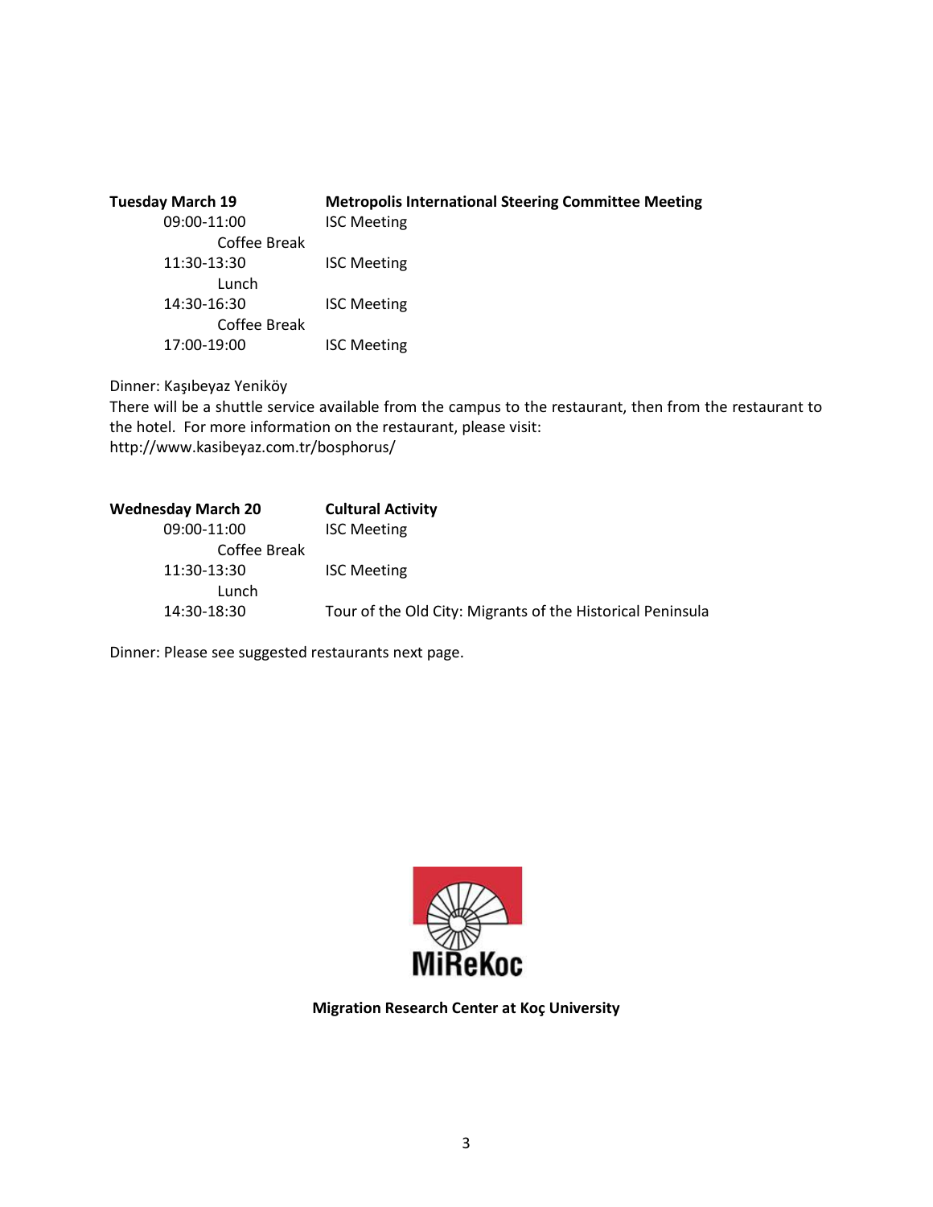| **Tuesday March 19** | **Metropolis International Steering Committee Meeting** |
|---|---|
| 09:00-11:00 | ISC Meeting |
| Coffee Break | |
| 11:30-13:30 | ISC Meeting |
| Lunch | |
| 14:30-16:30 | ISC Meeting |
| Coffee Break | |
| 17:00-19:00 | ISC Meeting |

Dinner: Kaşıbeyaz Yeniköy
There will be a shuttle service available from the campus to the restaurant, then from the restaurant to the hotel. For more information on the restaurant, please visit:
http://www.kasibeyaz.com.tr/bosphorus/

| **Wednesday March 20** | **Cultural Activity** |
|---|---|
| 09:00-11:00 | ISC Meeting |
| Coffee Break | |
| 11:30-13:30 | ISC Meeting |
| Lunch | |
| 14:30-18:30 | Tour of the Old City: Migrants of the Historical Peninsula |

Dinner: Please see suggested restaurants next page.

MiReKoc

**Migration Research Center at Koç University**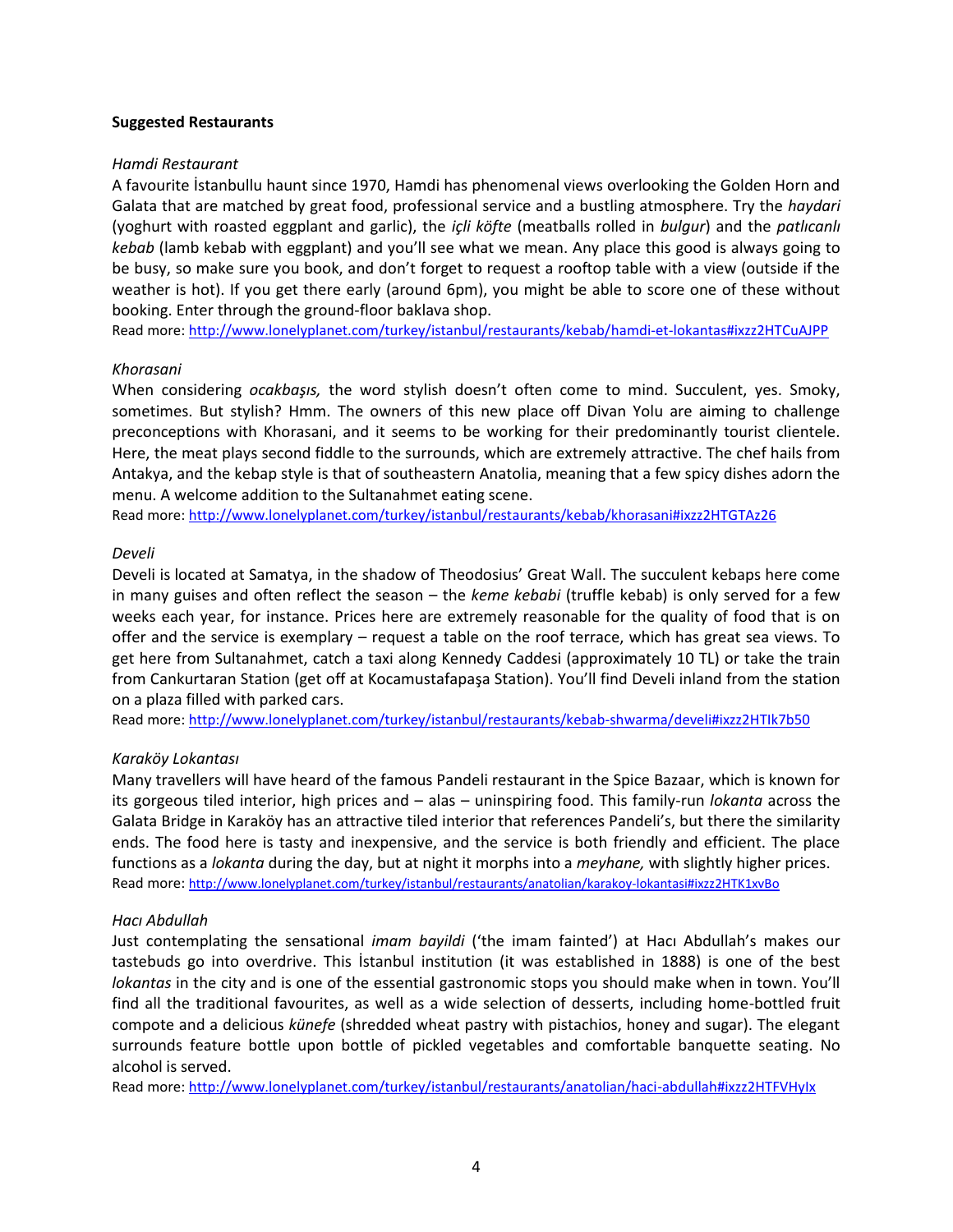**Suggested Restaurants**

*Hamdi Restaurant*

A favourite İstanbullu haunt since 1970, Hamdi has phenomenal views overlooking the Golden Horn and Galata that are matched by great food, professional service and a bustling atmosphere. Try the *haydari* (yoghurt with roasted eggplant and garlic), the *içli köfte* (meatballs rolled in *bulgur*) and the *patlıcanlı kebab* (lamb kebab with eggplant) and you'll see what we mean. Any place this good is always going to be busy, so make sure you book, and don't forget to request a rooftop table with a view (outside if the weather is hot). If you get there early (around 6pm), you might be able to score one of these without booking. Enter through the ground-floor baklava shop.

Read more: http://www.lonelyplanet.com/turkey/istanbul/restaurants/kebab/hamdi-et-lokantas#ixzz2HTCuAJPP

*Khorasani*

When considering *ocakbaşıs,* the word stylish doesn't often come to mind. Succulent, yes. Smoky, sometimes. But stylish? Hmm. The owners of this new place off Divan Yolu are aiming to challenge preconceptions with Khorasani, and it seems to be working for their predominantly tourist clientele. Here, the meat plays second fiddle to the surrounds, which are extremely attractive. The chef hails from Antakya, and the kebap style is that of southeastern Anatolia, meaning that a few spicy dishes adorn the menu. A welcome addition to the Sultanahmet eating scene.

Read more: http://www.lonelyplanet.com/turkey/istanbul/restaurants/kebab/khorasani#ixzz2HTGTAz26

*Develi*

Develi is located at Samatya, in the shadow of Theodosius' Great Wall. The succulent kebaps here come in many guises and often reflect the season – the *keme kebabi* (truffle kebab) is only served for a few weeks each year, for instance. Prices here are extremely reasonable for the quality of food that is on offer and the service is exemplary – request a table on the roof terrace, which has great sea views. To get here from Sultanahmet, catch a taxi along Kennedy Caddesi (approximately 10 TL) or take the train from Cankurtaran Station (get off at Kocamustafapaşa Station). You'll find Develi inland from the station on a plaza filled with parked cars.

Read more: http://www.lonelyplanet.com/turkey/istanbul/restaurants/kebab-shwarma/develi#ixzz2HTIk7b50

*Karaköy Lokantası*

Many travellers will have heard of the famous Pandeli restaurant in the Spice Bazaar, which is known for its gorgeous tiled interior, high prices and – alas – uninspiring food. This family-run *lokanta* across the Galata Bridge in Karaköy has an attractive tiled interior that references Pandeli's, but there the similarity ends. The food here is tasty and inexpensive, and the service is both friendly and efficient. The place functions as a *lokanta* during the day, but at night it morphs into a *meyhane,* with slightly higher prices.

Read more: http://www.lonelyplanet.com/turkey/istanbul/restaurants/anatolian/karakoy-lokantasi#ixzz2HTK1xvBo

*Hacı Abdullah*

Just contemplating the sensational *imam bayildi* ('the imam fainted') at Hacı Abdullah's makes our tastebuds go into overdrive. This İstanbul institution (it was established in 1888) is one of the best *lokantas* in the city and is one of the essential gastronomic stops you should make when in town. You'll find all the traditional favourites, as well as a wide selection of desserts, including home-bottled fruit compote and a delicious *künefe* (shredded wheat pastry with pistachios, honey and sugar). The elegant surrounds feature bottle upon bottle of pickled vegetables and comfortable banquette seating. No alcohol is served.

Read more: http://www.lonelyplanet.com/turkey/istanbul/restaurants/anatolian/haci-abdullah#ixzz2HTFVHyIx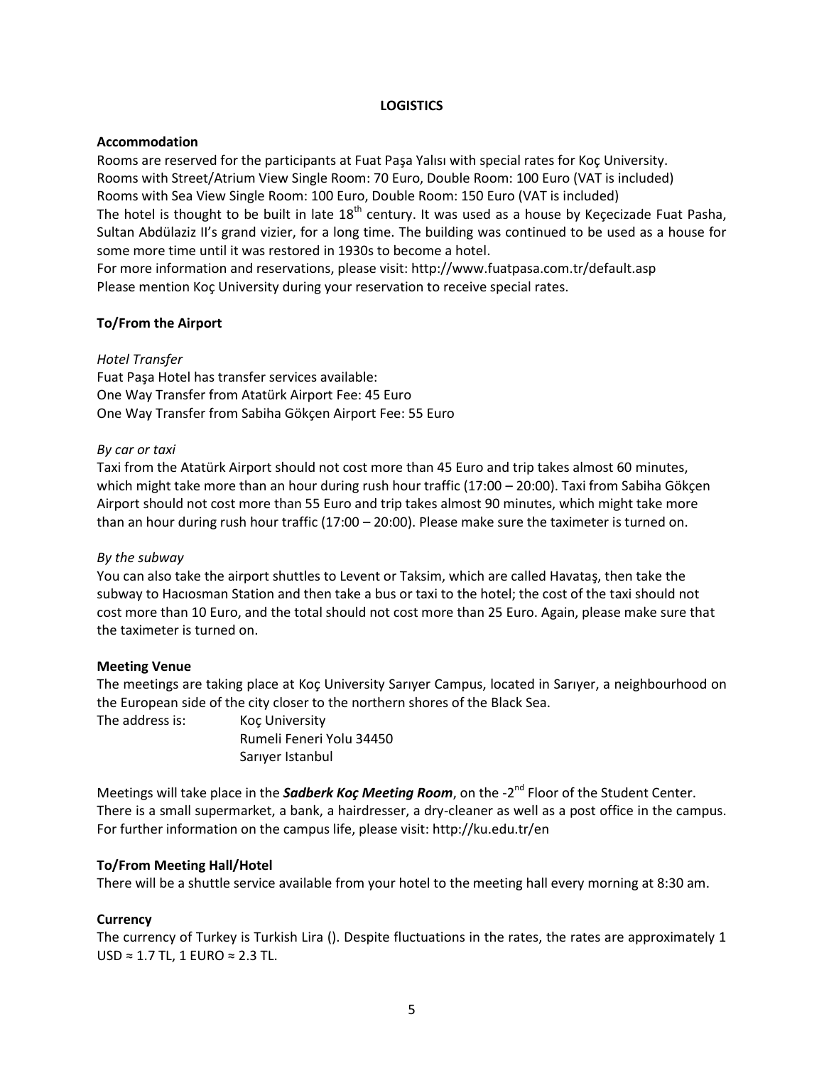## LOGISTICS

### Accommodation

Rooms are reserved for the participants at Fuat Paşa Yalısı with special rates for Koç University.
Rooms with Street/Atrium View Single Room: 70 Euro, Double Room: 100 Euro (VAT is included)
Rooms with Sea View Single Room: 100 Euro, Double Room: 150 Euro (VAT is included)
The hotel is thought to be built in late 18th century. It was used as a house by Keçecizade Fuat Pasha, Sultan Abdülaziz II's grand vizier, for a long time. The building was continued to be used as a house for some more time until it was restored in 1930s to become a hotel.
For more information and reservations, please visit: http://www.fuatpasa.com.tr/default.asp
Please mention Koç University during your reservation to receive special rates.

### To/From the Airport

*Hotel Transfer*

Fuat Paşa Hotel has transfer services available:
One Way Transfer from Atatürk Airport Fee: 45 Euro
One Way Transfer from Sabiha Gökçen Airport Fee: 55 Euro

*By car or taxi*

Taxi from the Atatürk Airport should not cost more than 45 Euro and trip takes almost 60 minutes, which might take more than an hour during rush hour traffic (17:00 – 20:00). Taxi from Sabiha Gökçen Airport should not cost more than 55 Euro and trip takes almost 90 minutes, which might take more than an hour during rush hour traffic (17:00 – 20:00). Please make sure the taximeter is turned on.

*By the subway*

You can also take the airport shuttles to Levent or Taksim, which are called Havataş, then take the subway to Hacıosman Station and then take a bus or taxi to the hotel; the cost of the taxi should not cost more than 10 Euro, and the total should not cost more than 25 Euro. Again, please make sure that the taximeter is turned on.

### Meeting Venue

The meetings are taking place at Koç University Sarıyer Campus, located in Sarıyer, a neighbourhood on the European side of the city closer to the northern shores of the Black Sea.

The address is: Koç University
Rumeli Feneri Yolu 34450
Sarıyer Istanbul

Meetings will take place in the ***Sadberk Koç Meeting Room***, on the -2nd Floor of the Student Center. There is a small supermarket, a bank, a hairdresser, a dry-cleaner as well as a post office in the campus. For further information on the campus life, please visit: http://ku.edu.tr/en

### To/From Meeting Hall/Hotel

There will be a shuttle service available from your hotel to the meeting hall every morning at 8:30 am.

### Currency

The currency of Turkey is Turkish Lira (). Despite fluctuations in the rates, the rates are approximately 1 USD ≈ 1.7 TL, 1 EURO ≈ 2.3 TL.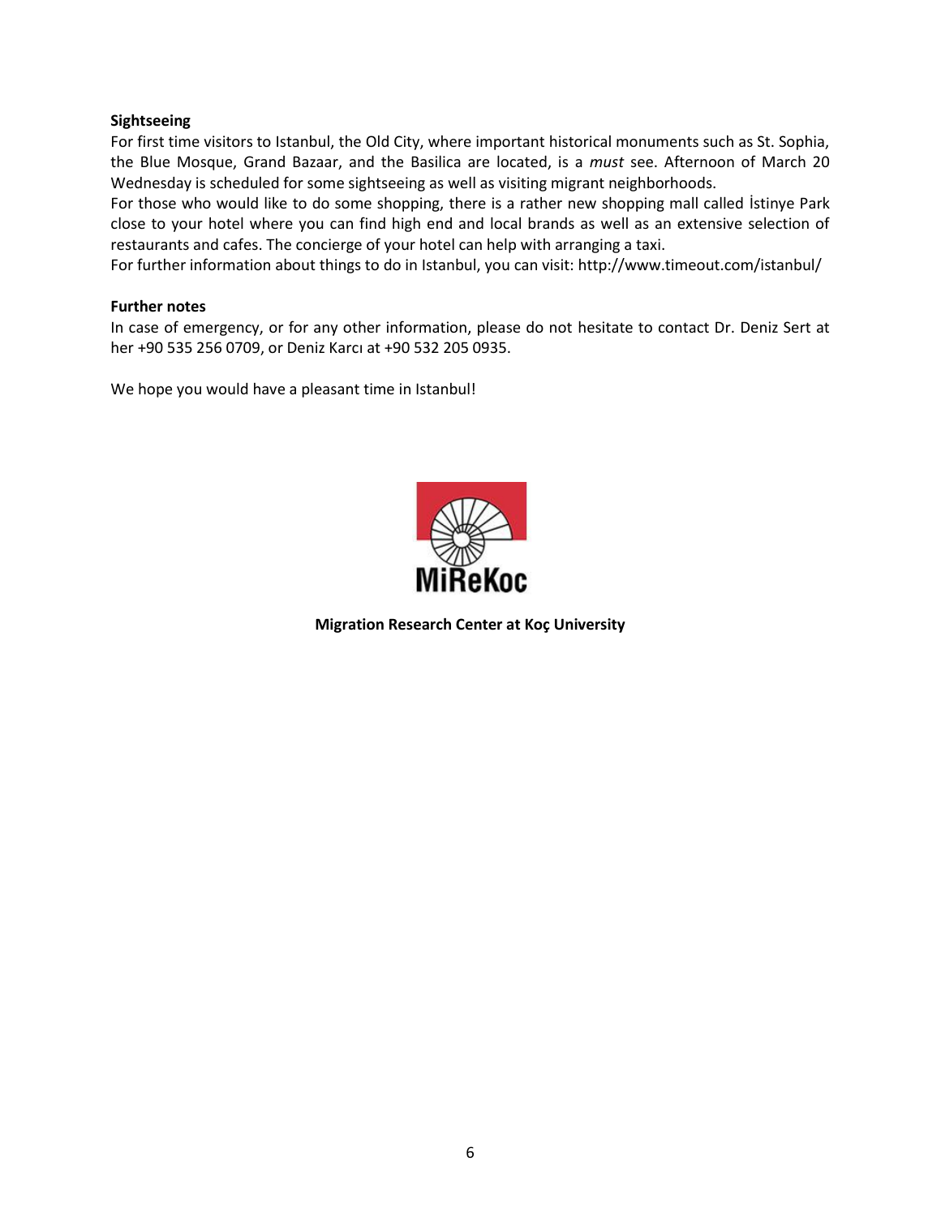**Sightseeing**

For first time visitors to Istanbul, the Old City, where important historical monuments such as St. Sophia, the Blue Mosque, Grand Bazaar, and the Basilica are located, is a *must* see. Afternoon of March 20 Wednesday is scheduled for some sightseeing as well as visiting migrant neighborhoods.

For those who would like to do some shopping, there is a rather new shopping mall called İstinye Park close to your hotel where you can find high end and local brands as well as an extensive selection of restaurants and cafes. The concierge of your hotel can help with arranging a taxi.

For further information about things to do in Istanbul, you can visit: http://www.timeout.com/istanbul/

**Further notes**

In case of emergency, or for any other information, please do not hesitate to contact Dr. Deniz Sert at her +90 535 256 0709, or Deniz Karcı at +90 532 205 0935.

We hope you would have a pleasant time in Istanbul!

MiReKoc

**Migration Research Center at Koç University**